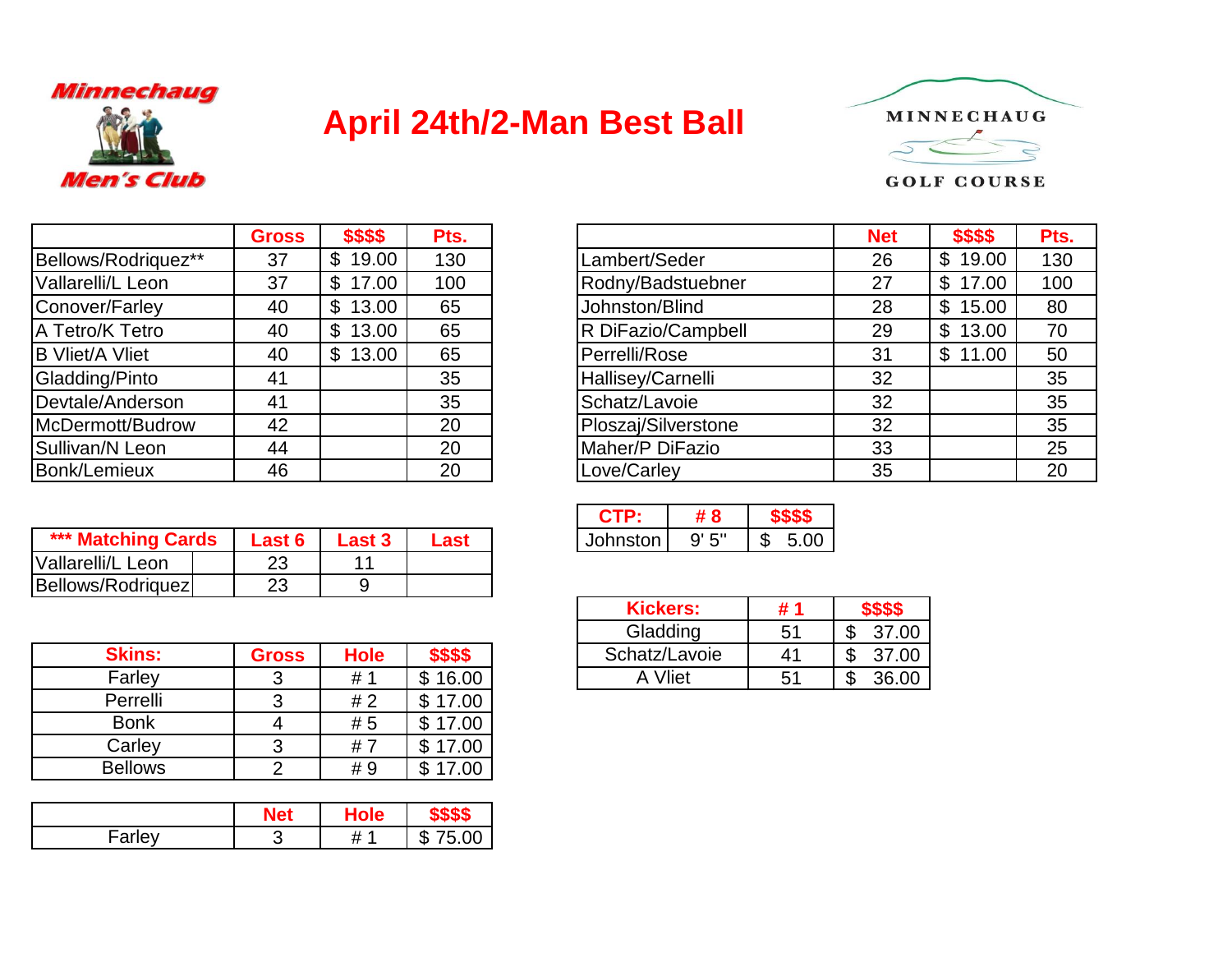Minnechaug Men's Club

# April 24th/2-Man Best Ball

MINNECHAUG GOLF COURSE

| | Gross | $$$$ | Pts. |
|---|---|---|---|
| Bellows/Rodriquez** | 37 | $ 19.00 | 130 |
| Vallarelli/L Leon | 37 | $ 17.00 | 100 |
| Conover/Farley | 40 | $ 13.00 | 65 |
| A Tetro/K Tetro | 40 | $ 13.00 | 65 |
| B Vliet/A Vliet | 40 | $ 13.00 | 65 |
| Gladding/Pinto | 41 | | 35 |
| Devtale/Anderson | 41 | | 35 |
| McDermott/Budrow | 42 | | 20 |
| Sullivan/N Leon | 44 | | 20 |
| Bonk/Lemieux | 46 | | 20 |

| | Net | $$$$ | Pts. |
|---|---|---|---|
| Lambert/Seder | 26 | $ 19.00 | 130 |
| Rodny/Badstuebner | 27 | $ 17.00 | 100 |
| Johnston/Blind | 28 | $ 15.00 | 80 |
| R DiFazio/Campbell | 29 | $ 13.00 | 70 |
| Perrelli/Rose | 31 | $ 11.00 | 50 |
| Hallisey/Carnelli | 32 | | 35 |
| Schatz/Lavoie | 32 | | 35 |
| Ploszaj/Silverstone | 32 | | 35 |
| Maher/P DiFazio | 33 | | 25 |
| Love/Carley | 35 | | 20 |

| *** Matching Cards | Last 6 | Last 3 | Last |
|---|---|---|---|
| Vallarelli/L Leon | 23 | 11 | |
| Bellows/Rodriquez | 23 | 9 | |

| CTP: | # 8 | $$$$ |
|---|---|---|
| Johnston | 9' 5" | $ 5.00 |

| Kickers: | # 1 | $$$$ |
|---|---|---|
| Gladding | 51 | $ 37.00 |
| Schatz/Lavoie | 41 | $ 37.00 |
| A Vliet | 51 | $ 36.00 |

| Skins: | Gross | Hole | $$$$ |
|---|---|---|---|
| Farley | 3 | # 1 | $ 16.00 |
| Perrelli | 3 | # 2 | $ 17.00 |
| Bonk | 4 | # 5 | $ 17.00 |
| Carley | 3 | # 7 | $ 17.00 |
| Bellows | 2 | # 9 | $ 17.00 |

| | Net | Hole | $$$$ |
|---|---|---|---|
| Farley | 3 | # 1 | $ 75.00 |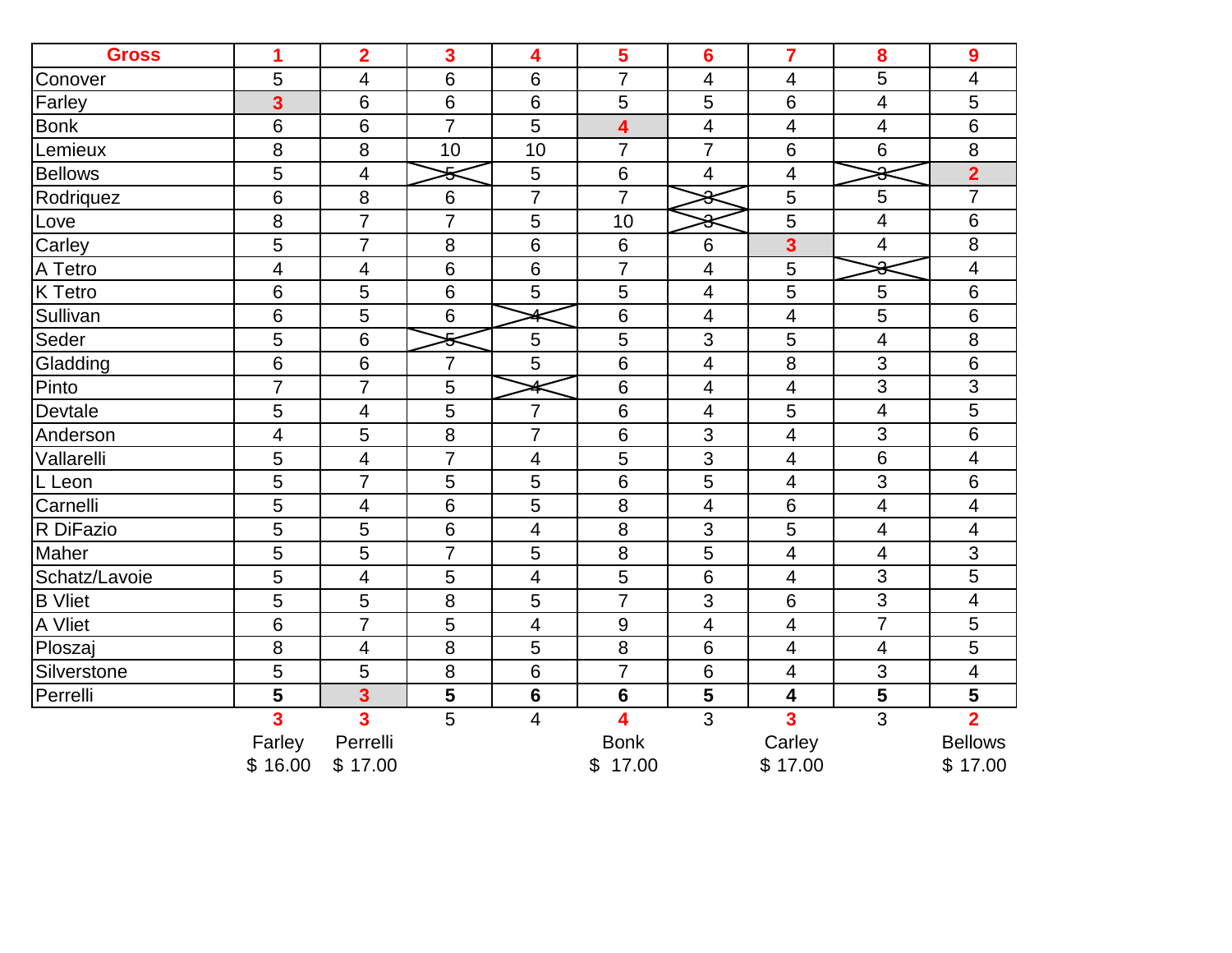| Gross | 1 | 2 | 3 | 4 | 5 | 6 | 7 | 8 | 9 |
|---|---|---|---|---|---|---|---|---|---|
| Conover | 5 | 4 | 6 | 6 | 7 | 4 | 4 | 5 | 4 |
| Farley | **3** | 6 | 6 | 6 | 5 | 5 | 6 | 4 | 5 |
| Bonk | 6 | 6 | 7 | 5 | **4** | 4 | 4 | 4 | 6 |
| Lemieux | 8 | 8 | 10 | 10 | 7 | 7 | 6 | 6 | 8 |
| Bellows | 5 | 4 | ~~5~~ | 5 | 6 | 4 | 4 | ~~3~~ | **2** |
| Rodriquez | 6 | 8 | 6 | 7 | 7 | ~~3~~ | 5 | 5 | 7 |
| Love | 8 | 7 | 7 | 5 | 10 | ~~3~~ | 5 | 4 | 6 |
| Carley | 5 | 7 | 8 | 6 | 6 | 6 | **3** | 4 | 8 |
| A Tetro | 4 | 4 | 6 | 6 | 7 | 4 | 5 | ~~3~~ | 4 |
| K Tetro | 6 | 5 | 6 | 5 | 5 | 4 | 5 | 5 | 6 |
| Sullivan | 6 | 5 | 6 | ~~4~~ | 6 | 4 | 4 | 5 | 6 |
| Seder | 5 | 6 | ~~5~~ | 5 | 5 | 3 | 5 | 4 | 8 |
| Gladding | 6 | 6 | 7 | 5 | 6 | 4 | 8 | 3 | 6 |
| Pinto | 7 | 7 | 5 | ~~4~~ | 6 | 4 | 4 | 3 | 3 |
| Devtale | 5 | 4 | 5 | 7 | 6 | 4 | 5 | 4 | 5 |
| Anderson | 4 | 5 | 8 | 7 | 6 | 3 | 4 | 3 | 6 |
| Vallarelli | 5 | 4 | 7 | 4 | 5 | 3 | 4 | 6 | 4 |
| L Leon | 5 | 7 | 5 | 5 | 6 | 5 | 4 | 3 | 6 |
| Carnelli | 5 | 4 | 6 | 5 | 8 | 4 | 6 | 4 | 4 |
| R DiFazio | 5 | 5 | 6 | 4 | 8 | 3 | 5 | 4 | 4 |
| Maher | 5 | 5 | 7 | 5 | 8 | 5 | 4 | 4 | 3 |
| Schatz/Lavoie | 5 | 4 | 5 | 4 | 5 | 6 | 4 | 3 | 5 |
| B Vliet | 5 | 5 | 8 | 5 | 7 | 3 | 6 | 3 | 4 |
| A Vliet | 6 | 7 | 5 | 4 | 9 | 4 | 4 | 7 | 5 |
| Ploszaj | 8 | 4 | 8 | 5 | 8 | 6 | 4 | 4 | 5 |
| Silverstone | 5 | 5 | 8 | 6 | 7 | 6 | 4 | 3 | 4 |
| Perrelli | **5** | **3** | **5** | **6** | **6** | **5** | **4** | **5** | **5** |
| | **3** | **3** | 5 | 4 | **4** | 3 | **3** | 3 | **2** |
| | Farley | Perrelli | | | Bonk | | Carley | | Bellows |
| | $ 16.00 | $ 17.00 | | | $ 17.00 | | $ 17.00 | | $ 17.00 |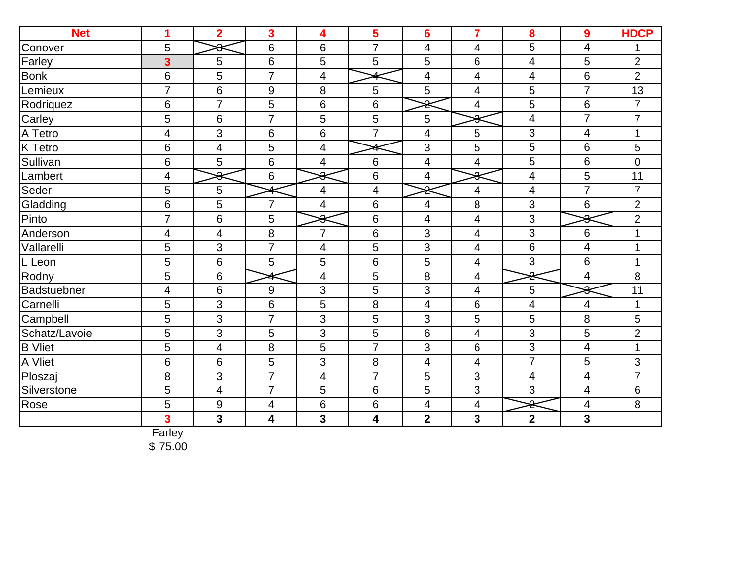| Net | 1 | 2 | 3 | 4 | 5 | 6 | 7 | 8 | 9 | HDCP |
|---|---|---|---|---|---|---|---|---|---|---|
| Conover | 5 | ~~3~~ | 6 | 6 | 7 | 4 | 4 | 5 | 4 | 1 |
| Farley | **3** | 5 | 6 | 5 | 5 | 5 | 6 | 4 | 5 | 2 |
| Bonk | 6 | 5 | 7 | 4 | ~~4~~ | 4 | 4 | 4 | 6 | 2 |
| Lemieux | 7 | 6 | 9 | 8 | 5 | 5 | 4 | 5 | 7 | 13 |
| Rodriquez | 6 | 7 | 5 | 6 | 6 | ~~2~~ | 4 | 5 | 6 | 7 |
| Carley | 5 | 6 | 7 | 5 | 5 | 5 | ~~3~~ | 4 | 7 | 7 |
| A Tetro | 4 | 3 | 6 | 6 | 7 | 4 | 5 | 3 | 4 | 1 |
| K Tetro | 6 | 4 | 5 | 4 | ~~4~~ | 3 | 5 | 5 | 6 | 5 |
| Sullivan | 6 | 5 | 6 | 4 | 6 | 4 | 4 | 5 | 6 | 0 |
| Lambert | 4 | ~~3~~ | 6 | ~~3~~ | 6 | 4 | ~~3~~ | 4 | 5 | 11 |
| Seder | 5 | 5 | ~~4~~ | 4 | 4 | ~~2~~ | 4 | 4 | 7 | 7 |
| Gladding | 6 | 5 | 7 | 4 | 6 | 4 | 8 | 3 | 6 | 2 |
| Pinto | 7 | 6 | 5 | ~~3~~ | 6 | 4 | 4 | 3 | ~~3~~ | 2 |
| Anderson | 4 | 4 | 8 | 7 | 6 | 3 | 4 | 3 | 6 | 1 |
| Vallarelli | 5 | 3 | 7 | 4 | 5 | 3 | 4 | 6 | 4 | 1 |
| L Leon | 5 | 6 | 5 | 5 | 6 | 5 | 4 | 3 | 6 | 1 |
| Rodny | 5 | 6 | ~~4~~ | 4 | 5 | 8 | 4 | ~~2~~ | 4 | 8 |
| Badstuebner | 4 | 6 | 9 | 3 | 5 | 3 | 4 | 5 | ~~3~~ | 11 |
| Carnelli | 5 | 3 | 6 | 5 | 8 | 4 | 6 | 4 | 4 | 1 |
| Campbell | 5 | 3 | 7 | 3 | 5 | 3 | 5 | 5 | 8 | 5 |
| Schatz/Lavoie | 5 | 3 | 5 | 3 | 5 | 6 | 4 | 3 | 5 | 2 |
| B Vliet | 5 | 4 | 8 | 5 | 7 | 3 | 6 | 3 | 4 | 1 |
| A Vliet | 6 | 6 | 5 | 3 | 8 | 4 | 4 | 7 | 5 | 3 |
| Ploszaj | 8 | 3 | 7 | 4 | 7 | 5 | 3 | 4 | 4 | 7 |
| Silverstone | 5 | 4 | 7 | 5 | 6 | 5 | 3 | 3 | 4 | 6 |
| Rose | 5 | 9 | 4 | 6 | 6 | 4 | 4 | ~~2~~ | 4 | 8 |
| | **3** | **3** | **4** | **3** | **4** | **2** | **3** | **2** | **3** | |
| | Farley<br>$ 75.00 | | | | | | | | | |